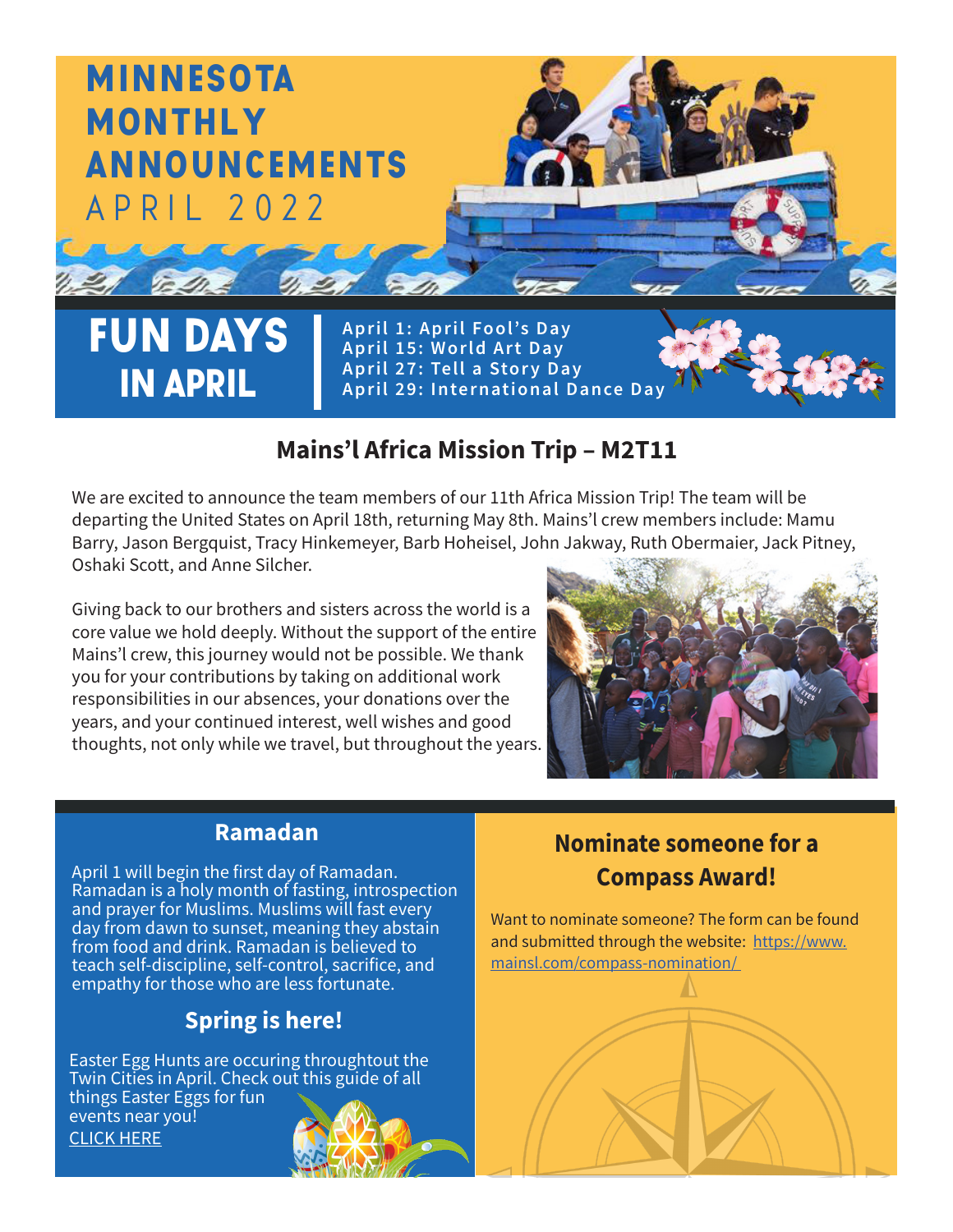# MINNESOTA MONTHLY ANNOUNCEMENTS

APRIL 2022

## FUN DAYS IN APRIL

April 1: April Fool's Day
April 15: World Art Day
April 27: Tell a Story Day
April 29: International Dance Day

## Mains'l Africa Mission Trip – M2T11

We are excited to announce the team members of our 11th Africa Mission Trip! The team will be departing the United States on April 18th, returning May 8th. Mains'l crew members include: Mamu Barry, Jason Bergquist, Tracy Hinkemeyer, Barb Hoheisel, John Jakway, Ruth Obermaier, Jack Pitney, Oshaki Scott, and Anne Silcher.

Giving back to our brothers and sisters across the world is a core value we hold deeply. Without the support of the entire Mains'l crew, this journey would not be possible. We thank you for your contributions by taking on additional work responsibilities in our absences, your donations over the years, and your continued interest, well wishes and good thoughts, not only while we travel, but throughout the years.

## Ramadan

April 1 will begin the first day of Ramadan. Ramadan is a holy month of fasting, introspection and prayer for Muslims. Muslims will fast every day from dawn to sunset, meaning they abstain from food and drink. Ramadan is believed to teach self-discipline, self-control, sacrifice, and empathy for those who are less fortunate.

## Spring is here!

Easter Egg Hunts are occuring throughtout the Twin Cities in April. Check out this guide of all things Easter Eggs for fun events near you!
CLICK HERE

## Nominate someone for a Compass Award!

Want to nominate someone? The form can be found and submitted through the website: https://www.mainsl.com/compass-nomination/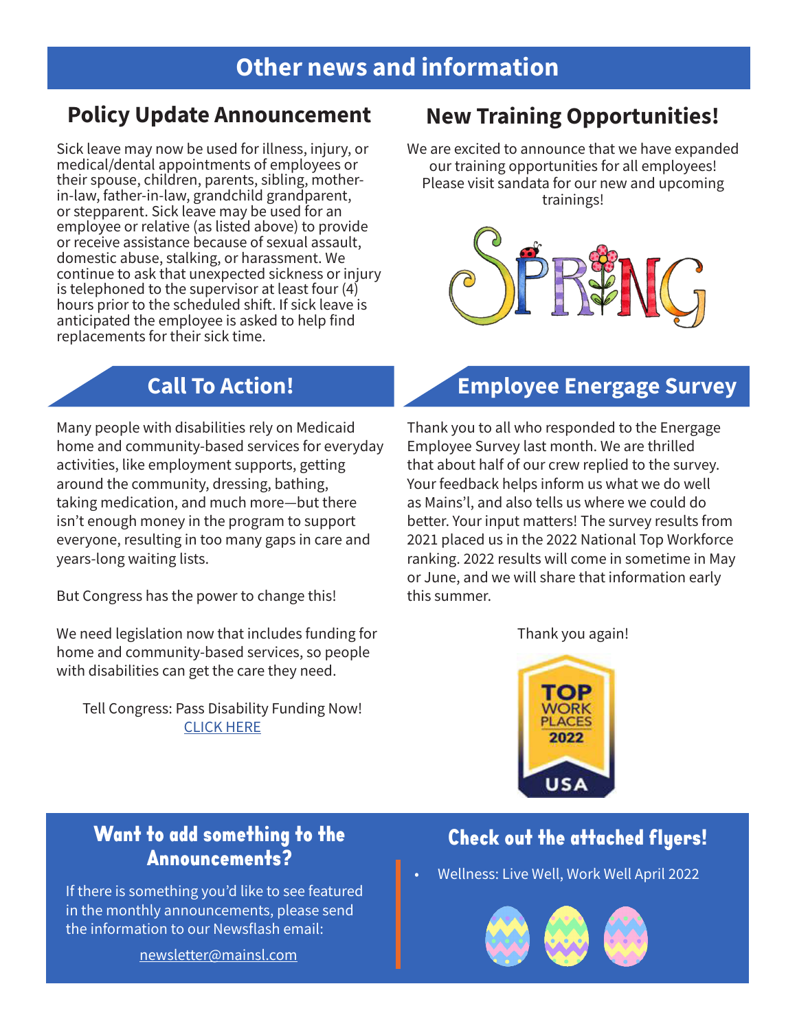# Other news and information

## Policy Update Announcement

Sick leave may now be used for illness, injury, or medical/dental appointments of employees or their spouse, children, parents, sibling, mother-in-law, father-in-law, grandchild grandparent, or stepparent. Sick leave may be used for an employee or relative (as listed above) to provide or receive assistance because of sexual assault, domestic abuse, stalking, or harassment. We continue to ask that unexpected sickness or injury is telephoned to the supervisor at least four (4) hours prior to the scheduled shift. If sick leave is anticipated the employee is asked to help find replacements for their sick time.

## New Training Opportunities!

We are excited to announce that we have expanded our training opportunities for all employees! Please visit sandata for our new and upcoming trainings!

## Call To Action!

Many people with disabilities rely on Medicaid home and community-based services for everyday activities, like employment supports, getting around the community, dressing, bathing, taking medication, and much more—but there isn't enough money in the program to support everyone, resulting in too many gaps in care and years-long waiting lists.

But Congress has the power to change this!

We need legislation now that includes funding for home and community-based services, so people with disabilities can get the care they need.

Tell Congress: Pass Disability Funding Now!
CLICK HERE

## Employee Energage Survey

Thank you to all who responded to the Energage Employee Survey last month. We are thrilled that about half of our crew replied to the survey. Your feedback helps inform us what we do well as Mains'l, and also tells us where we could do better. Your input matters! The survey results from 2021 placed us in the 2022 National Top Workforce ranking. 2022 results will come in sometime in May or June, and we will share that information early this summer.

Thank you again!

## Want to add something to the Announcements?

If there is something you'd like to see featured in the monthly announcements, please send the information to our Newsflash email:

newsletter@mainsl.com

## Check out the attached flyers!

- Wellness: Live Well, Work Well April 2022